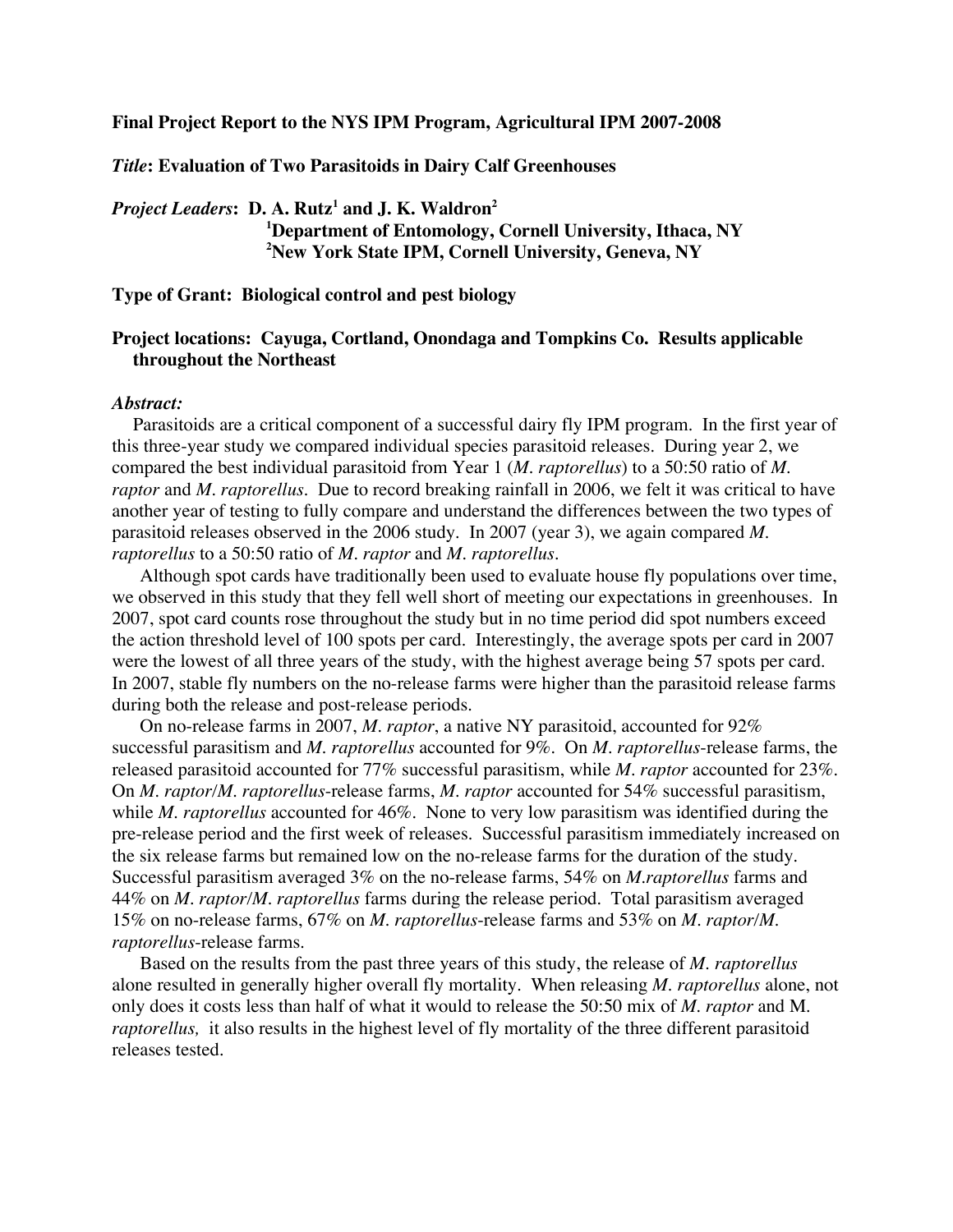**Final Project Report to the NYS IPM Program, Agricultural IPM 2007-2008**

***Title*: Evaluation of Two Parasitoids in Dairy Calf Greenhouses**

***Project Leaders*: D. A. Rutz[1] and J. K. Waldron[2]**
**[1]Department of Entomology, Cornell University, Ithaca, NY**
**[2]New York State IPM, Cornell University, Geneva, NY**

**Type of Grant: Biological control and pest biology**

**Project locations: Cayuga, Cortland, Onondaga and Tompkins Co. Results applicable throughout the Northeast**

***Abstract:***

Parasitoids are a critical component of a successful dairy fly IPM program. In the first year of this three-year study we compared individual species parasitoid releases. During year 2, we compared the best individual parasitoid from Year 1 (*M. raptorellus*) to a 50:50 ratio of *M. raptor* and *M. raptorellus*. Due to record breaking rainfall in 2006, we felt it was critical to have another year of testing to fully compare and understand the differences between the two types of parasitoid releases observed in the 2006 study. In 2007 (year 3), we again compared *M. raptorellus* to a 50:50 ratio of *M. raptor* and *M. raptorellus*.

Although spot cards have traditionally been used to evaluate house fly populations over time, we observed in this study that they fell well short of meeting our expectations in greenhouses. In 2007, spot card counts rose throughout the study but in no time period did spot numbers exceed the action threshold level of 100 spots per card. Interestingly, the average spots per card in 2007 were the lowest of all three years of the study, with the highest average being 57 spots per card. In 2007, stable fly numbers on the no-release farms were higher than the parasitoid release farms during both the release and post-release periods.

On no-release farms in 2007, *M. raptor*, a native NY parasitoid, accounted for 92% successful parasitism and *M. raptorellus* accounted for 9%. On *M. raptorellus*-release farms, the released parasitoid accounted for 77% successful parasitism, while *M. raptor* accounted for 23%. On *M. raptor*/*M. raptorellus*-release farms, *M. raptor* accounted for 54% successful parasitism, while *M. raptorellus* accounted for 46%. None to very low parasitism was identified during the pre-release period and the first week of releases. Successful parasitism immediately increased on the six release farms but remained low on the no-release farms for the duration of the study. Successful parasitism averaged 3% on the no-release farms, 54% on *M.raptorellus* farms and 44% on *M. raptor*/*M. raptorellus* farms during the release period. Total parasitism averaged 15% on no-release farms, 67% on *M. raptorellus*-release farms and 53% on *M. raptor*/*M. raptorellus*-release farms.

Based on the results from the past three years of this study, the release of *M. raptorellus* alone resulted in generally higher overall fly mortality. When releasing *M. raptorellus* alone, not only does it costs less than half of what it would to release the 50:50 mix of *M. raptor* and M. *raptorellus,* it also results in the highest level of fly mortality of the three different parasitoid releases tested.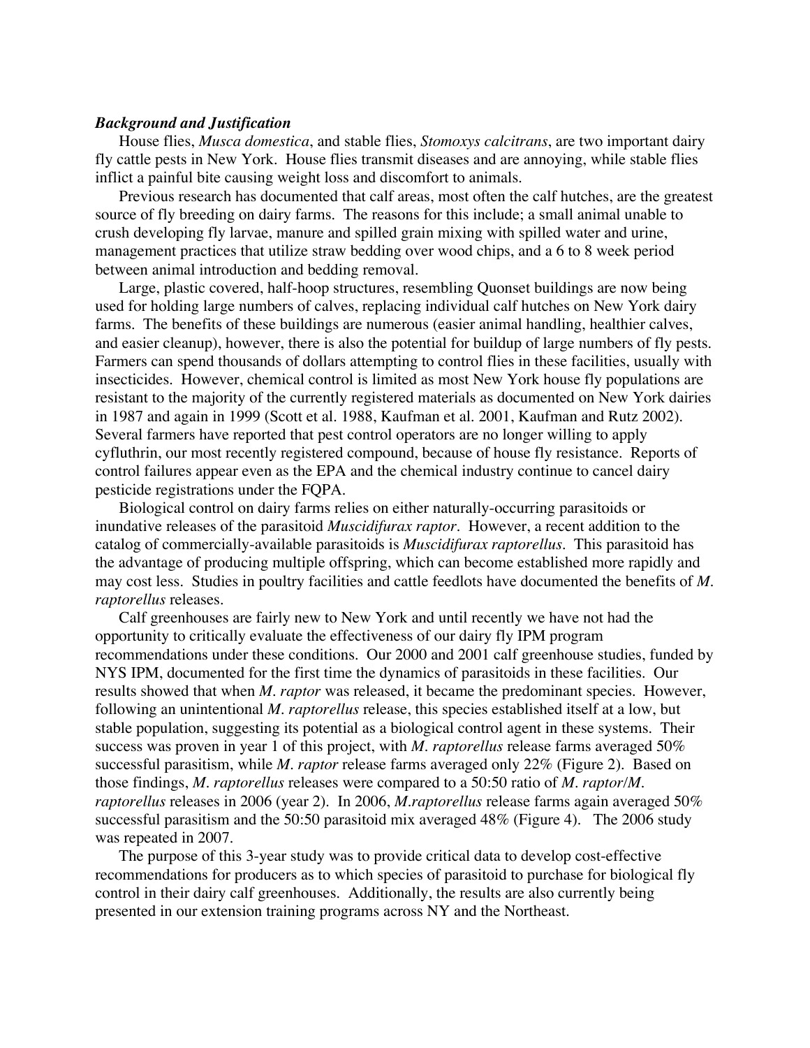***Background and Justification***

House flies, *Musca domestica*, and stable flies, *Stomoxys calcitrans*, are two important dairy fly cattle pests in New York. House flies transmit diseases and are annoying, while stable flies inflict a painful bite causing weight loss and discomfort to animals.

Previous research has documented that calf areas, most often the calf hutches, are the greatest source of fly breeding on dairy farms. The reasons for this include; a small animal unable to crush developing fly larvae, manure and spilled grain mixing with spilled water and urine, management practices that utilize straw bedding over wood chips, and a 6 to 8 week period between animal introduction and bedding removal.

Large, plastic covered, half-hoop structures, resembling Quonset buildings are now being used for holding large numbers of calves, replacing individual calf hutches on New York dairy farms. The benefits of these buildings are numerous (easier animal handling, healthier calves, and easier cleanup), however, there is also the potential for buildup of large numbers of fly pests. Farmers can spend thousands of dollars attempting to control flies in these facilities, usually with insecticides. However, chemical control is limited as most New York house fly populations are resistant to the majority of the currently registered materials as documented on New York dairies in 1987 and again in 1999 (Scott et al. 1988, Kaufman et al. 2001, Kaufman and Rutz 2002). Several farmers have reported that pest control operators are no longer willing to apply cyfluthrin, our most recently registered compound, because of house fly resistance. Reports of control failures appear even as the EPA and the chemical industry continue to cancel dairy pesticide registrations under the FQPA.

Biological control on dairy farms relies on either naturally-occurring parasitoids or inundative releases of the parasitoid *Muscidifurax raptor*. However, a recent addition to the catalog of commercially-available parasitoids is *Muscidifurax raptorellus*. This parasitoid has the advantage of producing multiple offspring, which can become established more rapidly and may cost less. Studies in poultry facilities and cattle feedlots have documented the benefits of *M. raptorellus* releases.

Calf greenhouses are fairly new to New York and until recently we have not had the opportunity to critically evaluate the effectiveness of our dairy fly IPM program recommendations under these conditions. Our 2000 and 2001 calf greenhouse studies, funded by NYS IPM, documented for the first time the dynamics of parasitoids in these facilities. Our results showed that when *M. raptor* was released, it became the predominant species. However, following an unintentional *M. raptorellus* release, this species established itself at a low, but stable population, suggesting its potential as a biological control agent in these systems. Their success was proven in year 1 of this project, with *M. raptorellus* release farms averaged 50% successful parasitism, while *M. raptor* release farms averaged only 22% (Figure 2). Based on those findings, *M. raptorellus* releases were compared to a 50:50 ratio of *M. raptor*/*M. raptorellus* releases in 2006 (year 2). In 2006, *M.raptorellus* release farms again averaged 50% successful parasitism and the 50:50 parasitoid mix averaged 48% (Figure 4). The 2006 study was repeated in 2007.

The purpose of this 3-year study was to provide critical data to develop cost-effective recommendations for producers as to which species of parasitoid to purchase for biological fly control in their dairy calf greenhouses. Additionally, the results are also currently being presented in our extension training programs across NY and the Northeast.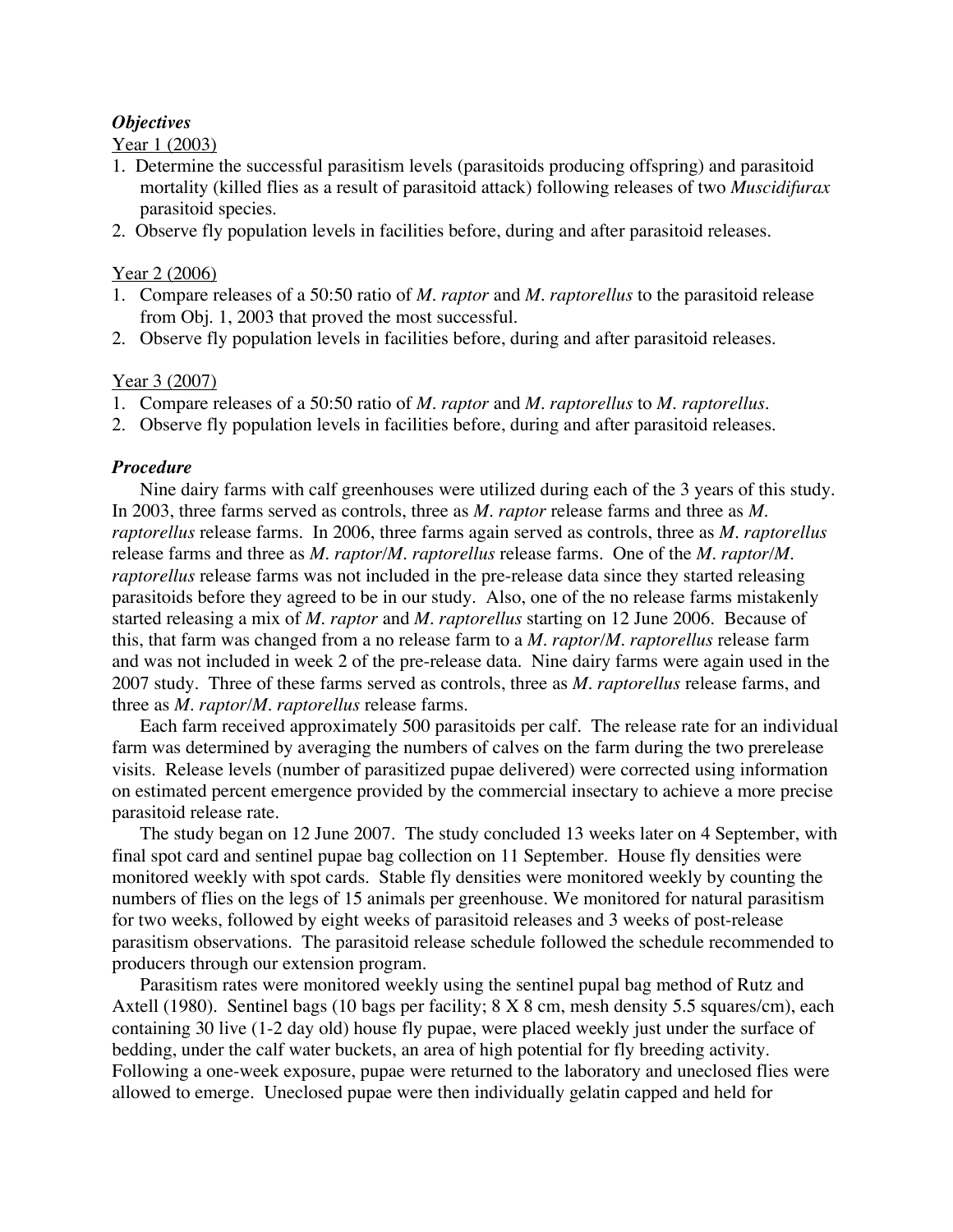### *Objectives*

Year 1 (2003)

1. Determine the successful parasitism levels (parasitoids producing offspring) and parasitoid mortality (killed flies as a result of parasitoid attack) following releases of two *Muscidifurax* parasitoid species.
2. Observe fly population levels in facilities before, during and after parasitoid releases.

Year 2 (2006)

1. Compare releases of a 50:50 ratio of *M. raptor* and *M. raptorellus* to the parasitoid release from Obj. 1, 2003 that proved the most successful.
2. Observe fly population levels in facilities before, during and after parasitoid releases.

Year 3 (2007)

1. Compare releases of a 50:50 ratio of *M. raptor* and *M. raptorellus* to *M. raptorellus*.
2. Observe fly population levels in facilities before, during and after parasitoid releases.

### *Procedure*

Nine dairy farms with calf greenhouses were utilized during each of the 3 years of this study. In 2003, three farms served as controls, three as *M. raptor* release farms and three as *M. raptorellus* release farms. In 2006, three farms again served as controls, three as *M. raptorellus* release farms and three as *M. raptor*/*M. raptorellus* release farms. One of the *M. raptor*/*M. raptorellus* release farms was not included in the pre-release data since they started releasing parasitoids before they agreed to be in our study. Also, one of the no release farms mistakenly started releasing a mix of *M. raptor* and *M. raptorellus* starting on 12 June 2006. Because of this, that farm was changed from a no release farm to a *M. raptor*/*M. raptorellus* release farm and was not included in week 2 of the pre-release data. Nine dairy farms were again used in the 2007 study. Three of these farms served as controls, three as *M. raptorellus* release farms, and three as *M. raptor*/*M. raptorellus* release farms.

Each farm received approximately 500 parasitoids per calf. The release rate for an individual farm was determined by averaging the numbers of calves on the farm during the two prerelease visits. Release levels (number of parasitized pupae delivered) were corrected using information on estimated percent emergence provided by the commercial insectary to achieve a more precise parasitoid release rate.

The study began on 12 June 2007. The study concluded 13 weeks later on 4 September, with final spot card and sentinel pupae bag collection on 11 September. House fly densities were monitored weekly with spot cards. Stable fly densities were monitored weekly by counting the numbers of flies on the legs of 15 animals per greenhouse. We monitored for natural parasitism for two weeks, followed by eight weeks of parasitoid releases and 3 weeks of post-release parasitism observations. The parasitoid release schedule followed the schedule recommended to producers through our extension program.

Parasitism rates were monitored weekly using the sentinel pupal bag method of Rutz and Axtell (1980). Sentinel bags (10 bags per facility; 8 X 8 cm, mesh density 5.5 squares/cm), each containing 30 live (1-2 day old) house fly pupae, were placed weekly just under the surface of bedding, under the calf water buckets, an area of high potential for fly breeding activity. Following a one-week exposure, pupae were returned to the laboratory and uneclosed flies were allowed to emerge. Uneclosed pupae were then individually gelatin capped and held for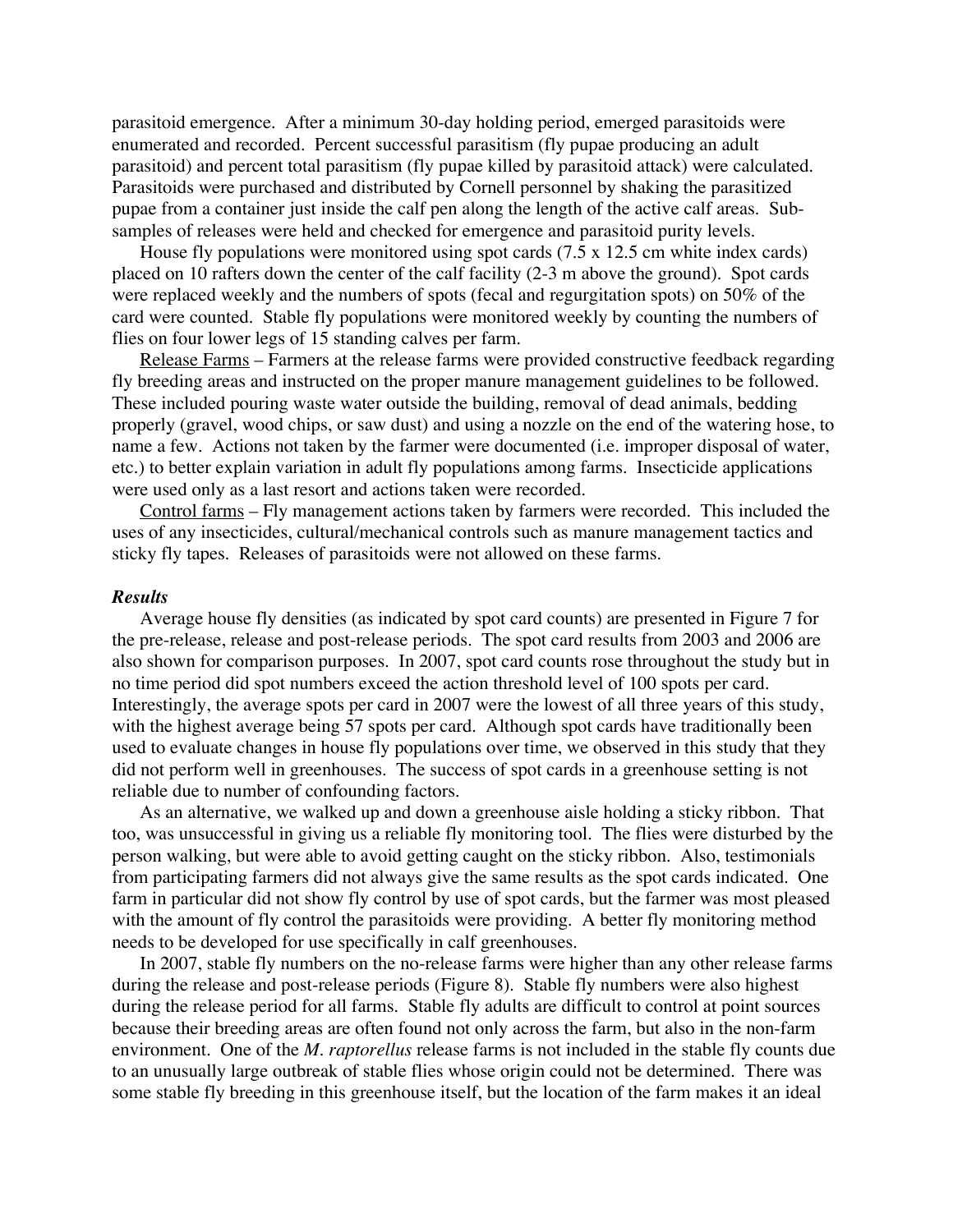parasitoid emergence. After a minimum 30-day holding period, emerged parasitoids were enumerated and recorded. Percent successful parasitism (fly pupae producing an adult parasitoid) and percent total parasitism (fly pupae killed by parasitoid attack) were calculated. Parasitoids were purchased and distributed by Cornell personnel by shaking the parasitized pupae from a container just inside the calf pen along the length of the active calf areas. Sub-samples of releases were held and checked for emergence and parasitoid purity levels.

House fly populations were monitored using spot cards (7.5 x 12.5 cm white index cards) placed on 10 rafters down the center of the calf facility (2-3 m above the ground). Spot cards were replaced weekly and the numbers of spots (fecal and regurgitation spots) on 50% of the card were counted. Stable fly populations were monitored weekly by counting the numbers of flies on four lower legs of 15 standing calves per farm.

<u>Release Farms</u> – Farmers at the release farms were provided constructive feedback regarding fly breeding areas and instructed on the proper manure management guidelines to be followed. These included pouring waste water outside the building, removal of dead animals, bedding properly (gravel, wood chips, or saw dust) and using a nozzle on the end of the watering hose, to name a few. Actions not taken by the farmer were documented (i.e. improper disposal of water, etc.) to better explain variation in adult fly populations among farms. Insecticide applications were used only as a last resort and actions taken were recorded.

<u>Control farms</u> – Fly management actions taken by farmers were recorded. This included the uses of any insecticides, cultural/mechanical controls such as manure management tactics and sticky fly tapes. Releases of parasitoids were not allowed on these farms.

### *Results*

Average house fly densities (as indicated by spot card counts) are presented in Figure 7 for the pre-release, release and post-release periods. The spot card results from 2003 and 2006 are also shown for comparison purposes. In 2007, spot card counts rose throughout the study but in no time period did spot numbers exceed the action threshold level of 100 spots per card. Interestingly, the average spots per card in 2007 were the lowest of all three years of this study, with the highest average being 57 spots per card. Although spot cards have traditionally been used to evaluate changes in house fly populations over time, we observed in this study that they did not perform well in greenhouses. The success of spot cards in a greenhouse setting is not reliable due to number of confounding factors.

As an alternative, we walked up and down a greenhouse aisle holding a sticky ribbon. That too, was unsuccessful in giving us a reliable fly monitoring tool. The flies were disturbed by the person walking, but were able to avoid getting caught on the sticky ribbon. Also, testimonials from participating farmers did not always give the same results as the spot cards indicated. One farm in particular did not show fly control by use of spot cards, but the farmer was most pleased with the amount of fly control the parasitoids were providing. A better fly monitoring method needs to be developed for use specifically in calf greenhouses.

In 2007, stable fly numbers on the no-release farms were higher than any other release farms during the release and post-release periods (Figure 8). Stable fly numbers were also highest during the release period for all farms. Stable fly adults are difficult to control at point sources because their breeding areas are often found not only across the farm, but also in the non-farm environment. One of the *M. raptorellus* release farms is not included in the stable fly counts due to an unusually large outbreak of stable flies whose origin could not be determined. There was some stable fly breeding in this greenhouse itself, but the location of the farm makes it an ideal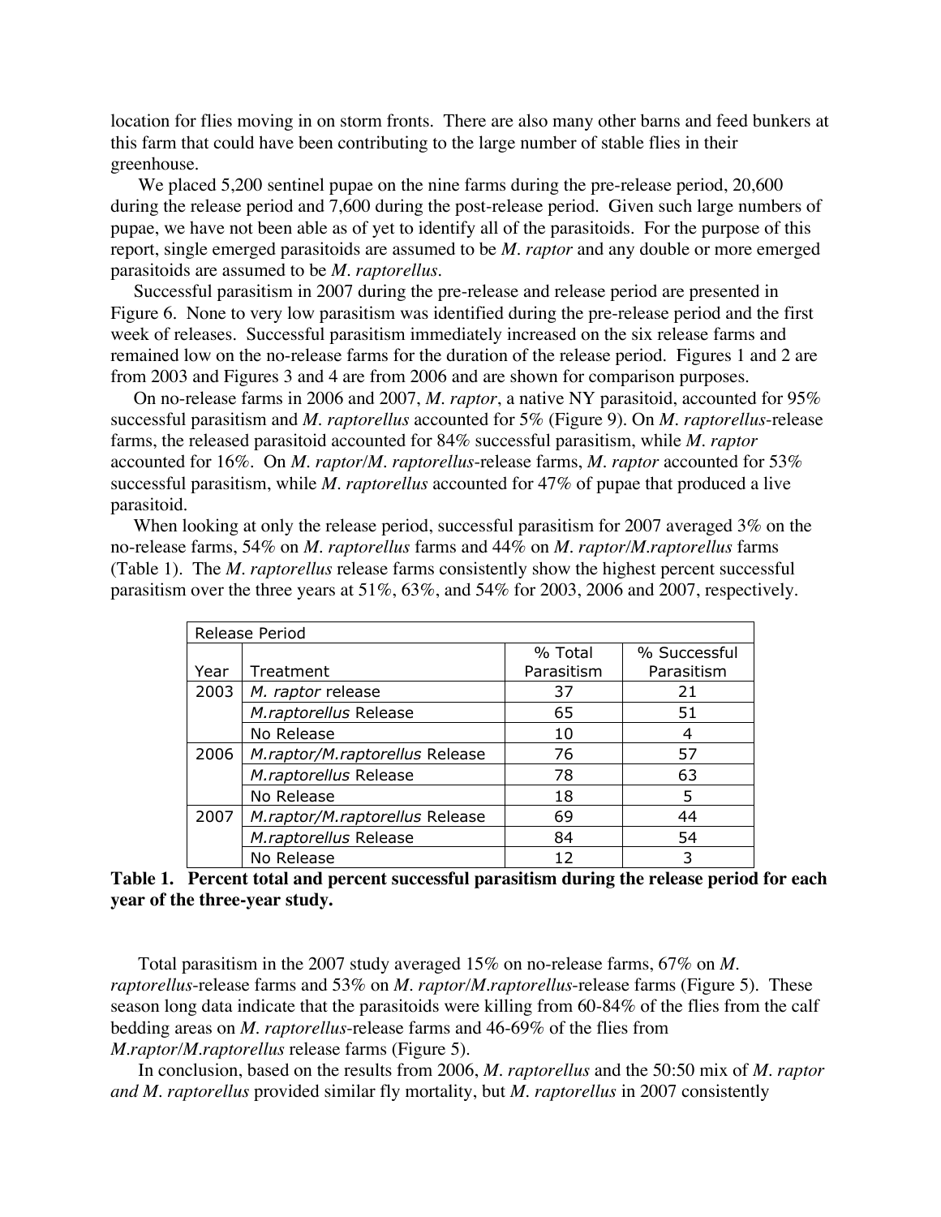location for flies moving in on storm fronts. There are also many other barns and feed bunkers at this farm that could have been contributing to the large number of stable flies in their greenhouse.

We placed 5,200 sentinel pupae on the nine farms during the pre-release period, 20,600 during the release period and 7,600 during the post-release period. Given such large numbers of pupae, we have not been able as of yet to identify all of the parasitoids. For the purpose of this report, single emerged parasitoids are assumed to be *M. raptor* and any double or more emerged parasitoids are assumed to be *M. raptorellus*.

Successful parasitism in 2007 during the pre-release and release period are presented in Figure 6. None to very low parasitism was identified during the pre-release period and the first week of releases. Successful parasitism immediately increased on the six release farms and remained low on the no-release farms for the duration of the release period. Figures 1 and 2 are from 2003 and Figures 3 and 4 are from 2006 and are shown for comparison purposes.

On no-release farms in 2006 and 2007, *M. raptor*, a native NY parasitoid, accounted for 95% successful parasitism and *M. raptorellus* accounted for 5% (Figure 9). On *M. raptorellus*-release farms, the released parasitoid accounted for 84% successful parasitism, while *M. raptor* accounted for 16%. On *M. raptor*/*M. raptorellus*-release farms, *M. raptor* accounted for 53% successful parasitism, while *M. raptorellus* accounted for 47% of pupae that produced a live parasitoid.

When looking at only the release period, successful parasitism for 2007 averaged 3% on the no-release farms, 54% on *M. raptorellus* farms and 44% on *M. raptor*/*M.raptorellus* farms (Table 1). The *M. raptorellus* release farms consistently show the highest percent successful parasitism over the three years at 51%, 63%, and 54% for 2003, 2006 and 2007, respectively.

| Release Period | | | |
|---|---|---|---|
| Year | Treatment | % Total Parasitism | % Successful Parasitism |
| 2003 | *M. raptor* release | 37 | 21 |
| | *M.raptorellus* Release | 65 | 51 |
| | No Release | 10 | 4 |
| 2006 | *M.raptor/M.raptorellus* Release | 76 | 57 |
| | *M.raptorellus* Release | 78 | 63 |
| | No Release | 18 | 5 |
| 2007 | *M.raptor/M.raptorellus* Release | 69 | 44 |
| | *M.raptorellus* Release | 84 | 54 |
| | No Release | 12 | 3 |

**Table 1. Percent total and percent successful parasitism during the release period for each year of the three-year study.**

Total parasitism in the 2007 study averaged 15% on no-release farms, 67% on *M. raptorellus*-release farms and 53% on *M. raptor*/*M.raptorellus*-release farms (Figure 5). These season long data indicate that the parasitoids were killing from 60-84% of the flies from the calf bedding areas on *M. raptorellus*-release farms and 46-69% of the flies from *M.raptor*/*M.raptorellus* release farms (Figure 5).

In conclusion, based on the results from 2006, *M. raptorellus* and the 50:50 mix of *M. raptor and M. raptorellus* provided similar fly mortality, but *M. raptorellus* in 2007 consistently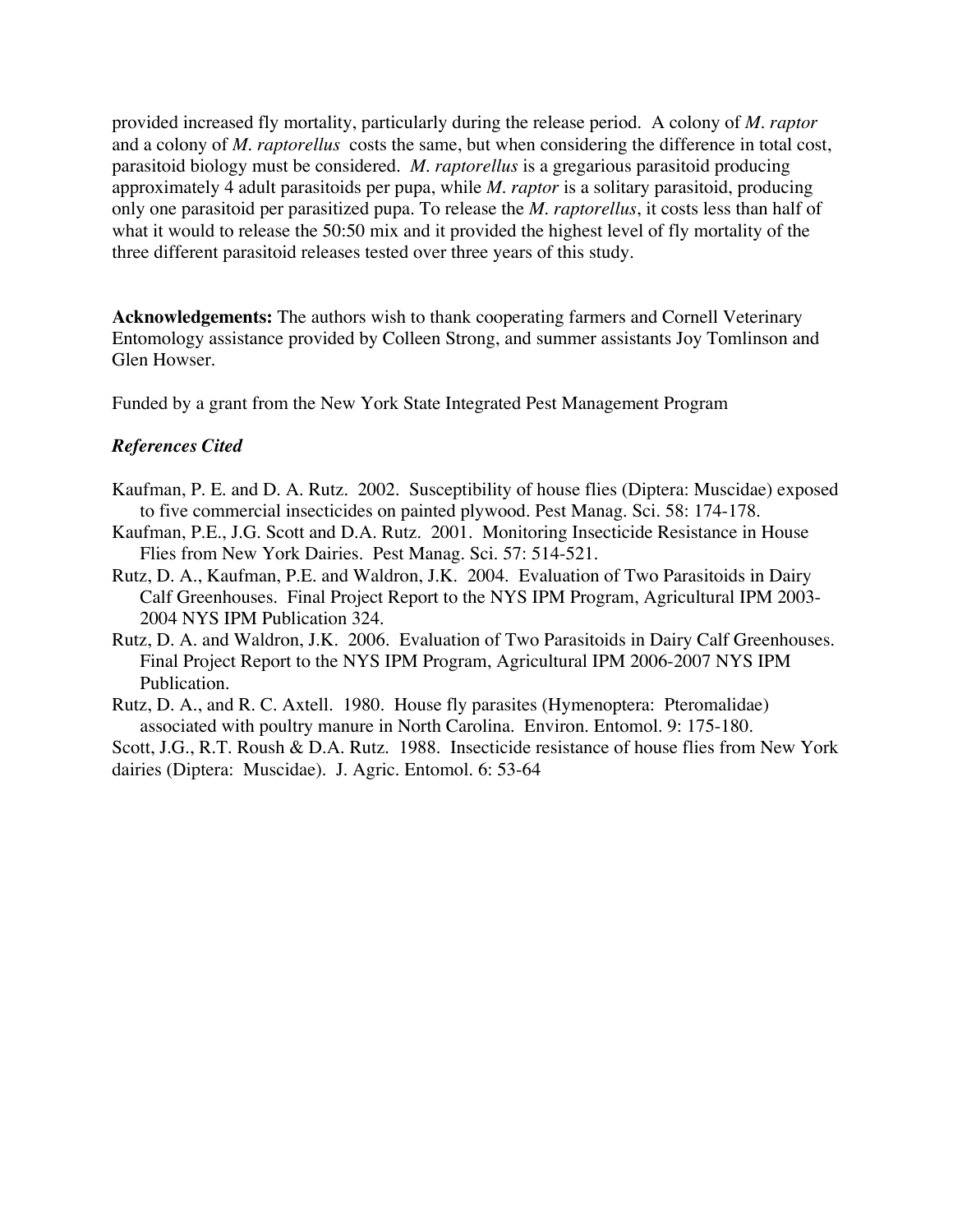provided increased fly mortality, particularly during the release period. A colony of *M. raptor* and a colony of *M. raptorellus* costs the same, but when considering the difference in total cost, parasitoid biology must be considered. *M. raptorellus* is a gregarious parasitoid producing approximately 4 adult parasitoids per pupa, while *M. raptor* is a solitary parasitoid, producing only one parasitoid per parasitized pupa. To release the *M. raptorellus*, it costs less than half of what it would to release the 50:50 mix and it provided the highest level of fly mortality of the three different parasitoid releases tested over three years of this study.

**Acknowledgements:** The authors wish to thank cooperating farmers and Cornell Veterinary Entomology assistance provided by Colleen Strong, and summer assistants Joy Tomlinson and Glen Howser.

Funded by a grant from the New York State Integrated Pest Management Program

### *References Cited*

Kaufman, P. E. and D. A. Rutz. 2002. Susceptibility of house flies (Diptera: Muscidae) exposed to five commercial insecticides on painted plywood. Pest Manag. Sci. 58: 174-178.

Kaufman, P.E., J.G. Scott and D.A. Rutz. 2001. Monitoring Insecticide Resistance in House Flies from New York Dairies. Pest Manag. Sci. 57: 514-521.

Rutz, D. A., Kaufman, P.E. and Waldron, J.K. 2004. Evaluation of Two Parasitoids in Dairy Calf Greenhouses. Final Project Report to the NYS IPM Program, Agricultural IPM 2003-2004 NYS IPM Publication 324.

Rutz, D. A. and Waldron, J.K. 2006. Evaluation of Two Parasitoids in Dairy Calf Greenhouses. Final Project Report to the NYS IPM Program, Agricultural IPM 2006-2007 NYS IPM Publication.

Rutz, D. A., and R. C. Axtell. 1980. House fly parasites (Hymenoptera: Pteromalidae) associated with poultry manure in North Carolina. Environ. Entomol. 9: 175-180.

Scott, J.G., R.T. Roush & D.A. Rutz. 1988. Insecticide resistance of house flies from New York dairies (Diptera: Muscidae). J. Agric. Entomol. 6: 53-64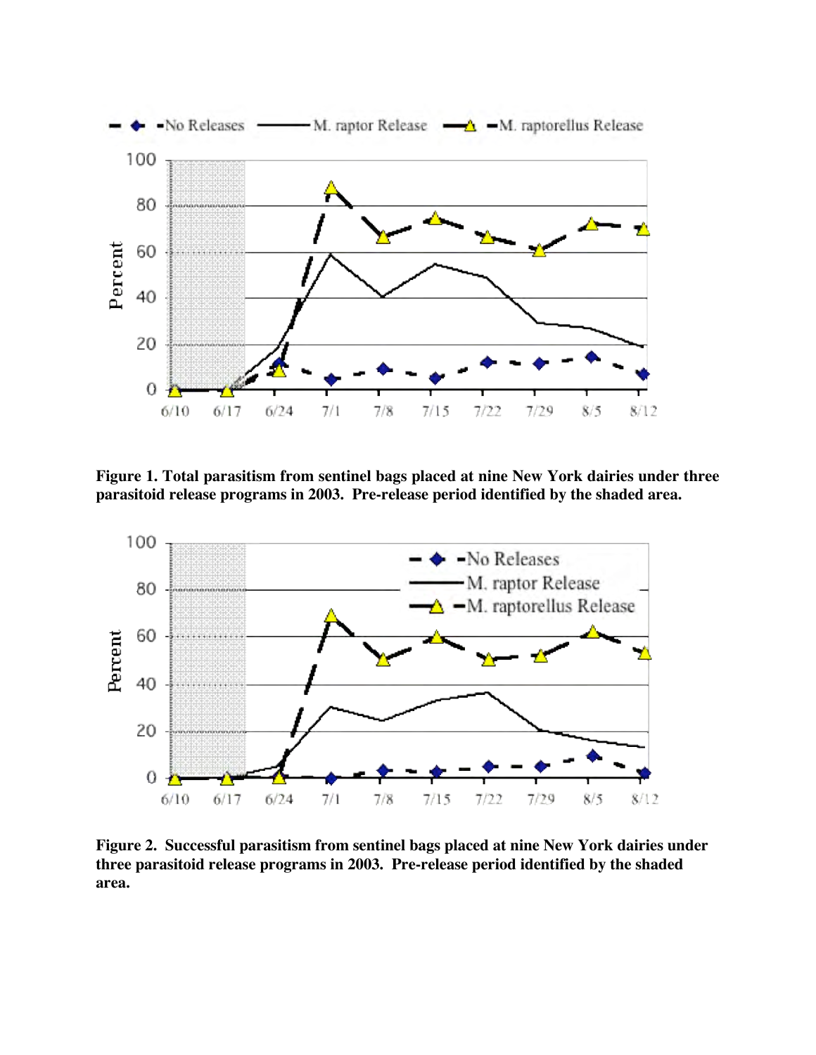**Figure 1. Total parasitism from sentinel bags placed at nine New York dairies under three parasitoid release programs in 2003. Pre-release period identified by the shaded area.**

**Figure 2. Successful parasitism from sentinel bags placed at nine New York dairies under three parasitoid release programs in 2003. Pre-release period identified by the shaded area.**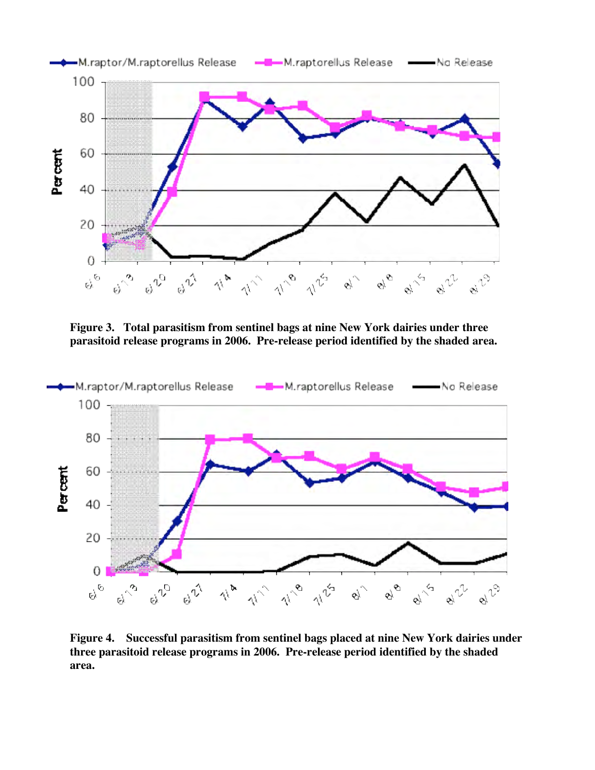**Figure 3. Total parasitism from sentinel bags at nine New York dairies under three parasitoid release programs in 2006. Pre-release period identified by the shaded area.**

**Figure 4. Successful parasitism from sentinel bags placed at nine New York dairies under three parasitoid release programs in 2006. Pre-release period identified by the shaded area.**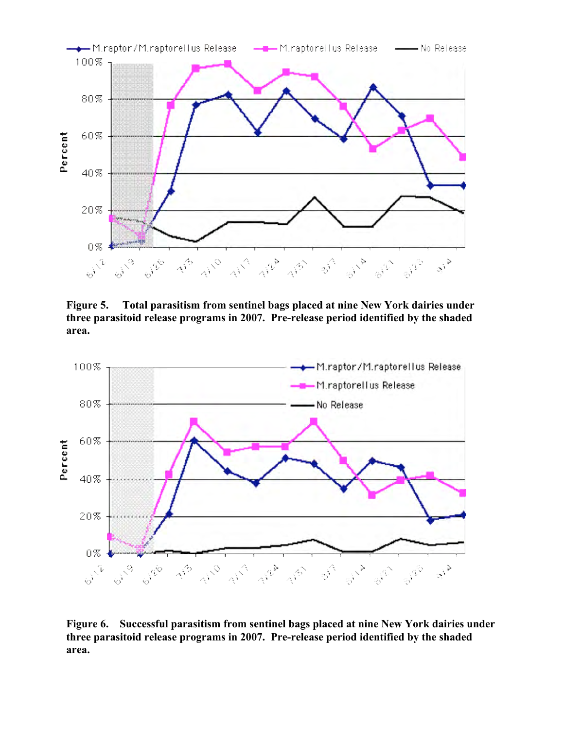**Figure 5. Total parasitism from sentinel bags placed at nine New York dairies under three parasitoid release programs in 2007. Pre-release period identified by the shaded area.**

**Figure 6. Successful parasitism from sentinel bags placed at nine New York dairies under three parasitoid release programs in 2007. Pre-release period identified by the shaded area.**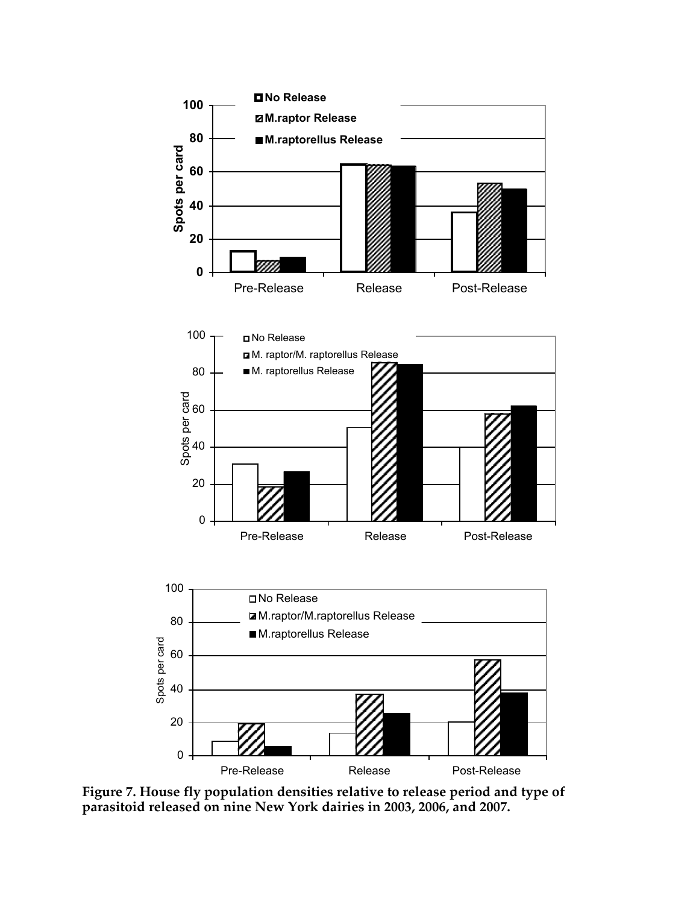**Figure 7. House fly population densities relative to release period and type of parasitoid released on nine New York dairies in 2003, 2006, and 2007.**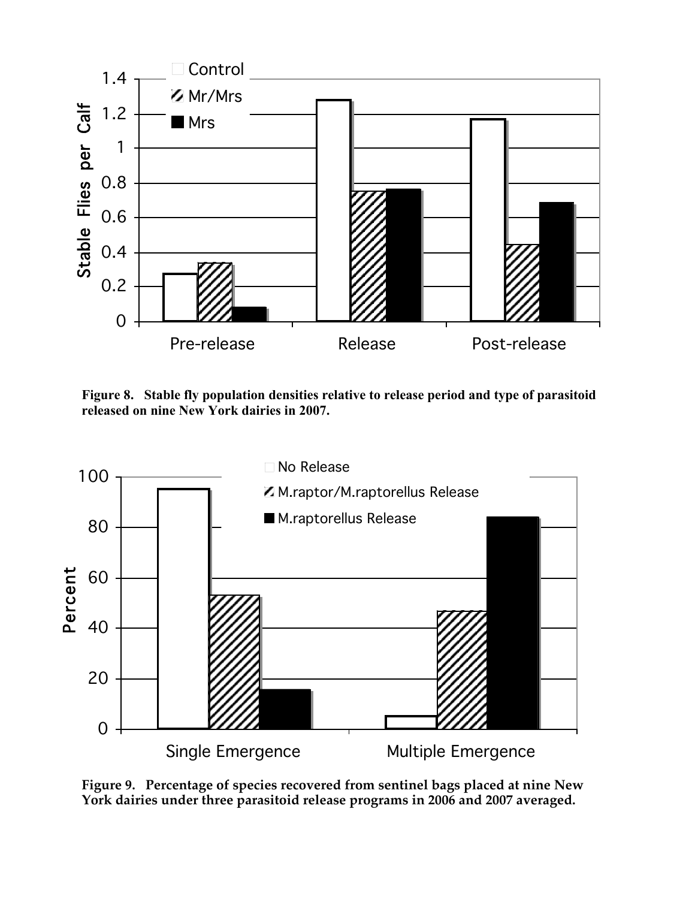1.4
1.2
1
0.8
0.6
0.4
0.2
0

Stable Flies per Calf

Control
Mr/Mrs
Mrs

Pre-release
Release
Post-release

**Figure 8. Stable fly population densities relative to release period and type of parasitoid released on nine New York dairies in 2007.**

100
80
60
40
20
0

Percent

No Release
M.raptor/M.raptorellus Release
M.raptorellus Release

Single Emergence
Multiple Emergence

**Figure 9. Percentage of species recovered from sentinel bags placed at nine New York dairies under three parasitoid release programs in 2006 and 2007 averaged.**